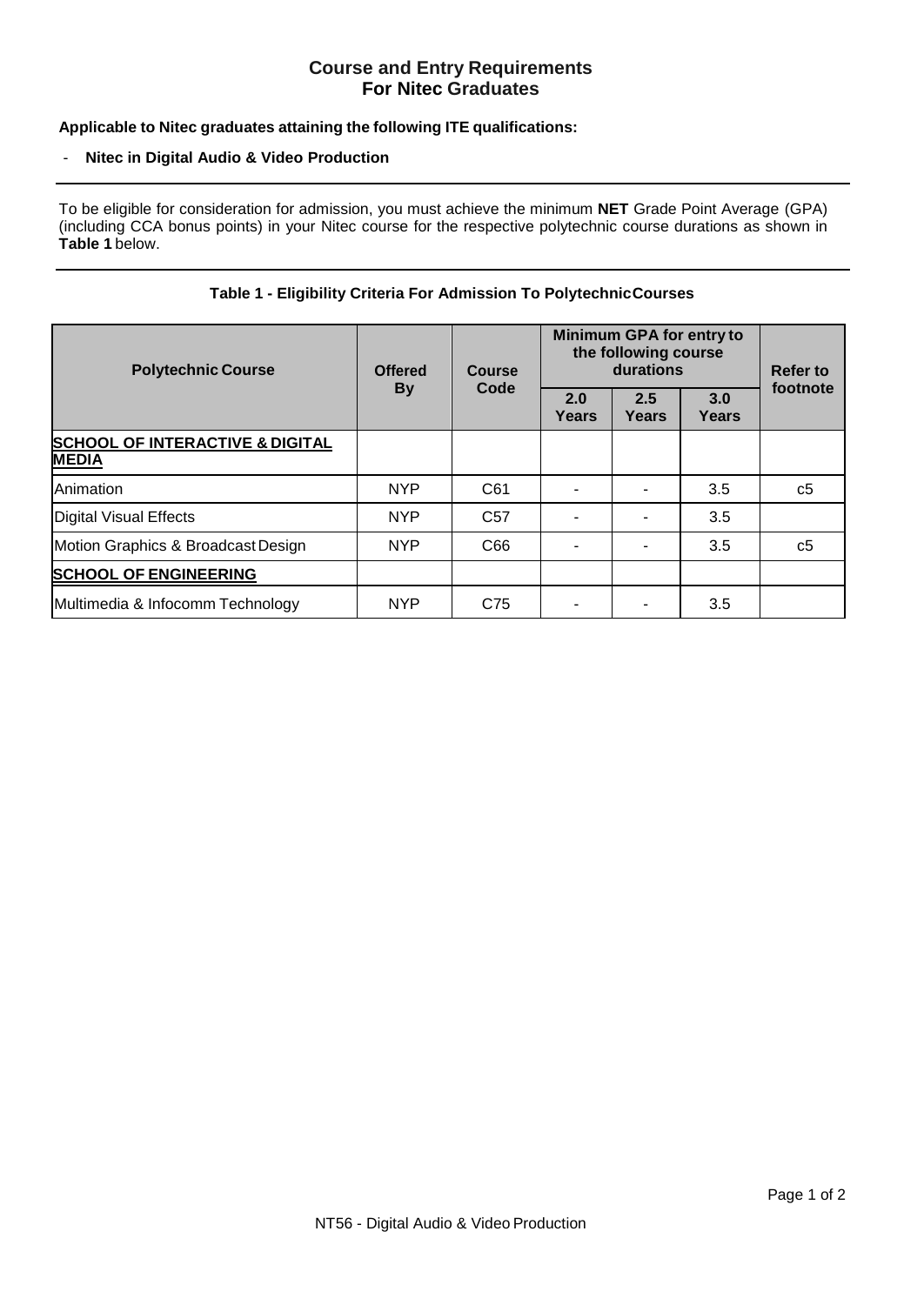# Course and Entry Requirements For Nitec Graduates

**Applicable to Nitec graduates attaining the following ITE qualifications:**

- **Nitec in Digital Audio & Video Production**

---

To be eligible for consideration for admission, you must achieve the minimum **NET** Grade Point Average (GPA) (including CCA bonus points) in your Nitec course for the respective polytechnic course durations as shown in **Table 1** below.

---

**Table 1 - Eligibility Criteria For Admission To Polytechnic Courses**

| Polytechnic Course | Offered By | Course Code | Minimum GPA for entry to the following course durations | | | Refer to footnote |
|---|---|---|---|---|---|---|
| | | | 2.0 Years | 2.5 Years | 3.0 Years | |
| **SCHOOL OF INTERACTIVE & DIGITAL MEDIA** | | | | | | |
| Animation | NYP | C61 | - | - | 3.5 | c5 |
| Digital Visual Effects | NYP | C57 | - | - | 3.5 | |
| Motion Graphics & Broadcast Design | NYP | C66 | - | - | 3.5 | c5 |
| **SCHOOL OF ENGINEERING** | | | | | | |
| Multimedia & Infocomm Technology | NYP | C75 | - | - | 3.5 | |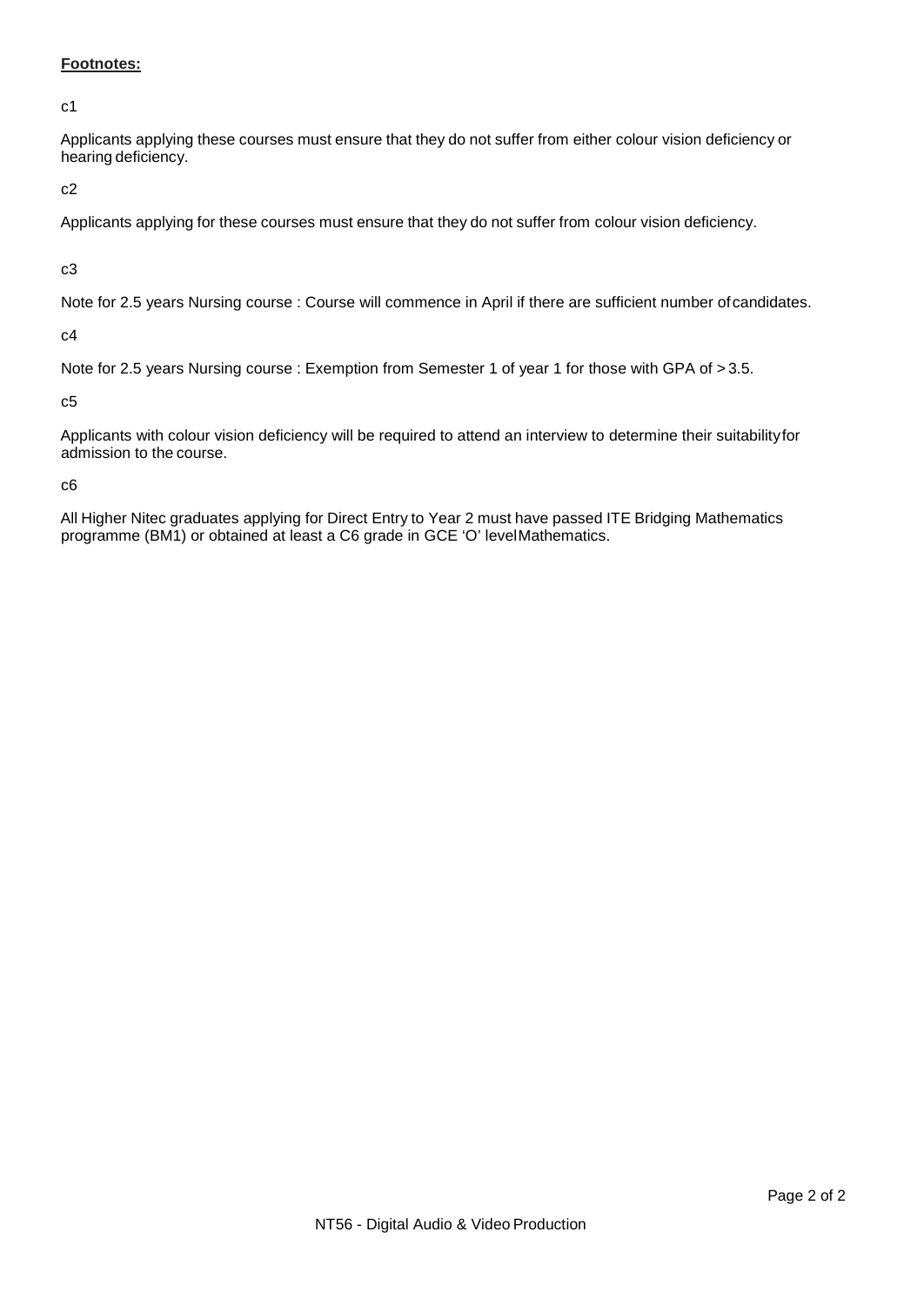**Footnotes:**

c1

Applicants applying these courses must ensure that they do not suffer from either colour vision deficiency or hearing deficiency.

c2

Applicants applying for these courses must ensure that they do not suffer from colour vision deficiency.

c3

Note for 2.5 years Nursing course : Course will commence in April if there are sufficient number of candidates.

c4

Note for 2.5 years Nursing course : Exemption from Semester 1 of year 1 for those with GPA of > 3.5.

c5

Applicants with colour vision deficiency will be required to attend an interview to determine their suitability for admission to the course.

c6

All Higher Nitec graduates applying for Direct Entry to Year 2 must have passed ITE Bridging Mathematics programme (BM1) or obtained at least a C6 grade in GCE 'O' level Mathematics.